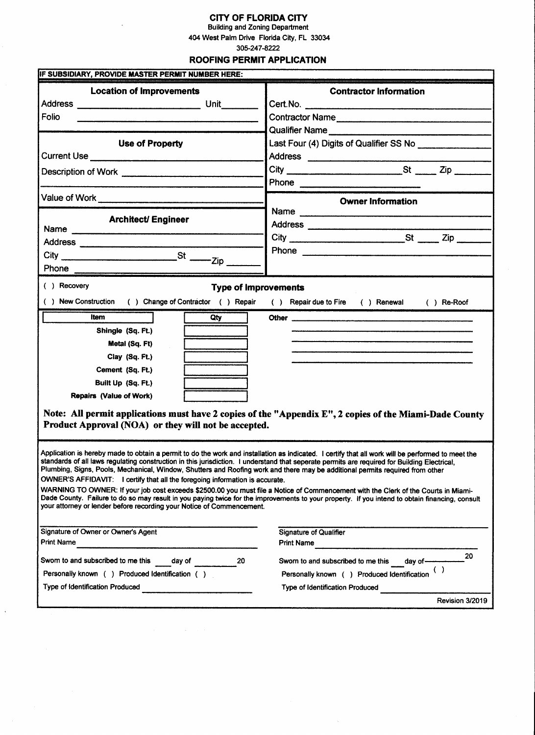# CITY OF FLORIDA CITY

Building and Zoning Department
404 West Palm Drive Florida City, FL 33034
305-247-8222

## ROOFING PERMIT APPLICATION

**IF SUBSIDIARY, PROVIDE MASTER PERMIT NUMBER HERE:**

### Location of Improvements

Address ____________________ Unit_______

Folio ____________________

### Use of Property

Current Use ____________________

Description of Work ____________________

____________________

Value of Work ____________________

### Architect/ Engineer

Name ____________________

Address ____________________

City ____________________ St _____ Zip _______

Phone ____________________

### Contractor Information

Cert.No. ____________________

Contractor Name ____________________

Qualifier Name ____________________

Last Four (4) Digits of Qualifier SS No ____________

Address ____________________

City ____________________ St _____ Zip _______

Phone ____________________

### Owner Information

Name ____________________

Address ____________________

City ____________________ St _____ Zip _______

Phone ____________________

### Type of Improvements

( ) Recovery

( ) New Construction ( ) Change of Contractor ( ) Repair ( ) Repair due to Fire ( ) Renewal ( ) Re-Roof

| Item | Qty |
|---|---|
| Shingle (Sq. Ft.) | |
| Metal (Sq. Ft) | |
| Clay (Sq. Ft.) | |
| Cement (Sq. Ft.) | |
| Built Up (Sq. Ft.) | |
| Repairs (Value of Work) | |

Other ____________________

**Note: All permit applications must have 2 copies of the "Appendix E", 2 copies of the Miami-Dade County Product Approval (NOA) or they will not be accepted.**

Application is hereby made to obtain a permit to do the work and installation as indicated. I certify that all work will be performed to meet the standards of all laws regulating construction in this jurisdiction. I understand that seperate permits are required for Building Electrical, Plumbing, Signs, Pools, Mechanical, Window, Shutters and Roofing work and there may be additional permits required from other

OWNER'S AFFIDAVIT: I certify that all the foregoing information is accurate.

WARNING TO OWNER: If your job cost exceeds $2500.00 you must file a Notice of Commencement with the Clerk of the Courts in Miami-Dade County. Failure to do so may result in you paying twice for the improvements to your property. If you intend to obtain financing, consult your attorney or lender before recording your Notice of Commencement.

____________________
Signature of Owner or Owner's Agent

Print Name ____________________

Sworn to and subscribed to me this ____ day of ________ 20

Personally known ( ) Produced Identification ( )

Type of Identification Produced ____________________

____________________
Signature of Qualifier

Print Name ____________________

Sworn to and subscribed to me this ____ day of ________ 20

Personally known ( ) Produced Identification ( )

Type of Identification Produced ____________________

Revision 3/2019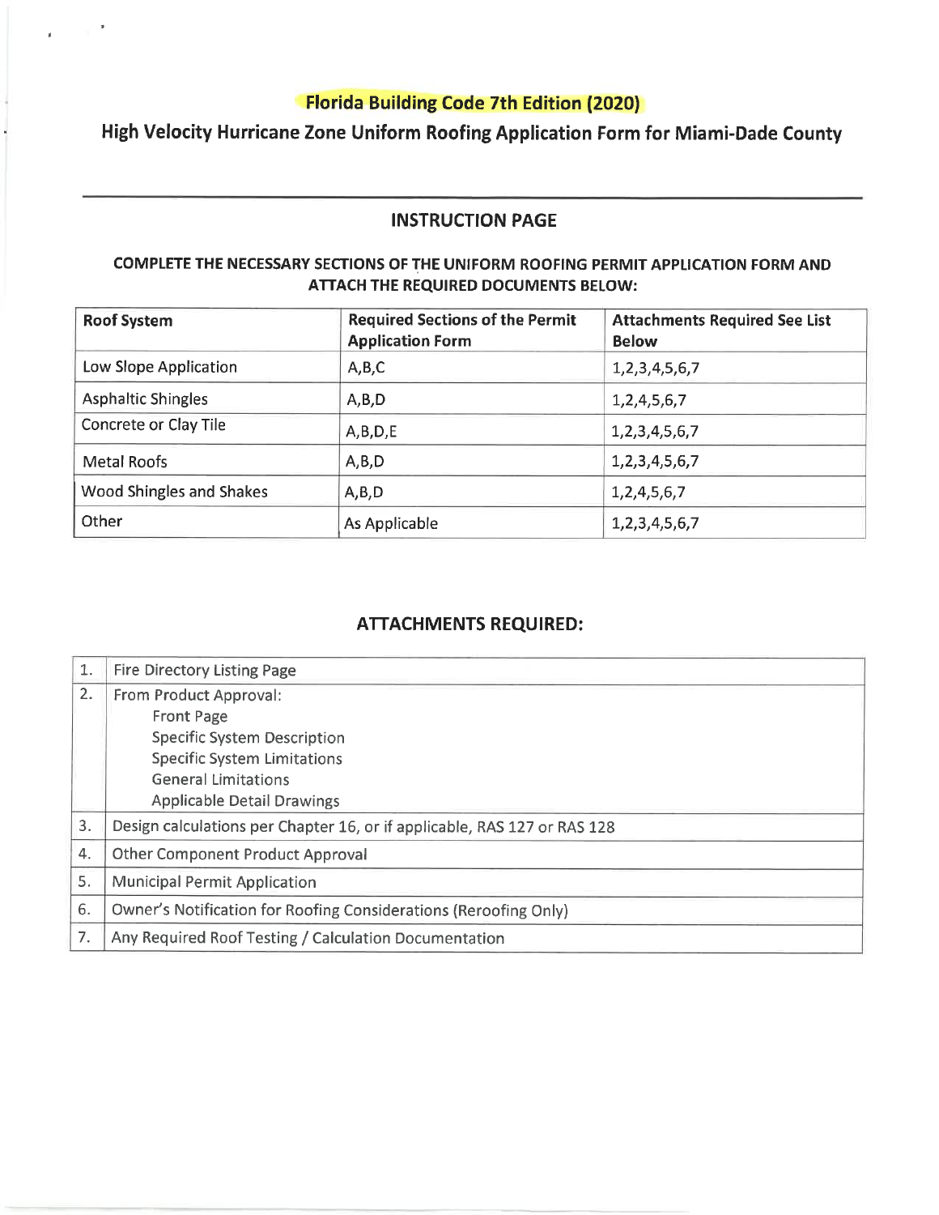# Florida Building Code 7th Edition (2020)

## High Velocity Hurricane Zone Uniform Roofing Application Form for Miami-Dade County

---

### INSTRUCTION PAGE

**COMPLETE THE NECESSARY SECTIONS OF THE UNIFORM ROOFING PERMIT APPLICATION FORM AND ATTACH THE REQUIRED DOCUMENTS BELOW:**

| Roof System | Required Sections of the Permit Application Form | Attachments Required See List Below |
|---|---|---|
| Low Slope Application | A,B,C | 1,2,3,4,5,6,7 |
| Asphaltic Shingles | A,B,D | 1,2,4,5,6,7 |
| Concrete or Clay Tile | A,B,D,E | 1,2,3,4,5,6,7 |
| Metal Roofs | A,B,D | 1,2,3,4,5,6,7 |
| Wood Shingles and Shakes | A,B,D | 1,2,4,5,6,7 |
| Other | As Applicable | 1,2,3,4,5,6,7 |

### ATTACHMENTS REQUIRED:

| | |
|---|---|
| 1. | Fire Directory Listing Page |
| 2. | From Product Approval:<br>Front Page<br>Specific System Description<br>Specific System Limitations<br>General Limitations<br>Applicable Detail Drawings |
| 3. | Design calculations per Chapter 16, or if applicable, RAS 127 or RAS 128 |
| 4. | Other Component Product Approval |
| 5. | Municipal Permit Application |
| 6. | Owner's Notification for Roofing Considerations (Reroofing Only) |
| 7. | Any Required Roof Testing / Calculation Documentation |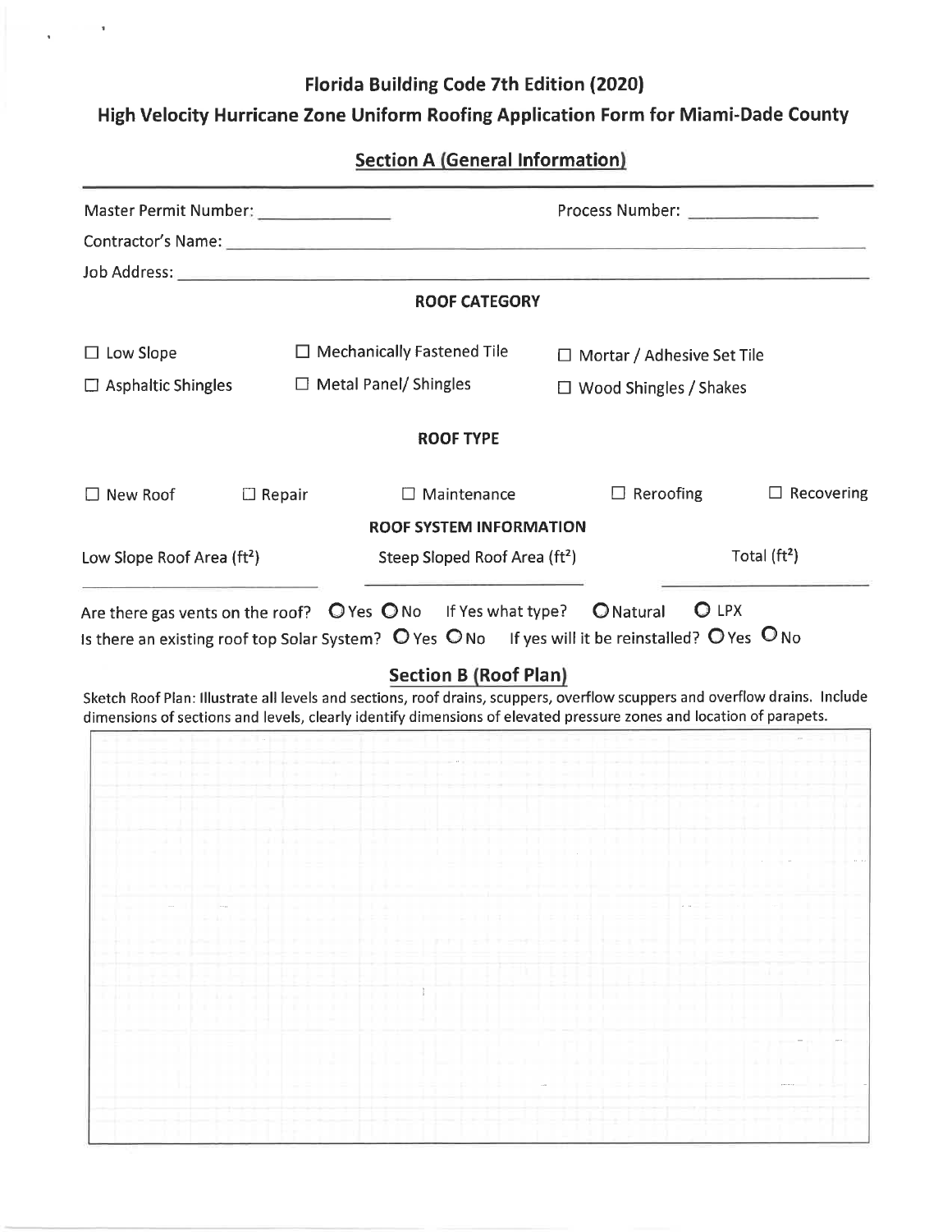# Florida Building Code 7th Edition (2020)

## High Velocity Hurricane Zone Uniform Roofing Application Form for Miami-Dade County

### Section A (General Information)

Master Permit Number: _______________ Process Number: _______________

Contractor's Name: _______________________________________________

Job Address: _______________________________________________

**ROOF CATEGORY**

| | | |
|---|---|---|
| ☐ Low Slope | ☐ Mechanically Fastened Tile | ☐ Mortar / Adhesive Set Tile |
| ☐ Asphaltic Shingles | ☐ Metal Panel/ Shingles | ☐ Wood Shingles / Shakes |

**ROOF TYPE**

☐ New Roof ☐ Repair ☐ Maintenance ☐ Reroofing ☐ Recovering

**ROOF SYSTEM INFORMATION**

| Low Slope Roof Area (ft²) | Steep Sloped Roof Area (ft²) | Total (ft²) |
|---|---|---|
| ____________ | ____________ | ____________ |

Are there gas vents on the roof? ○ Yes ○ No If Yes what type? ○ Natural ○ LPX

Is there an existing roof top Solar System? ○ Yes ○ No If yes will it be reinstalled? ○ Yes ○ No

### Section B (Roof Plan)

Sketch Roof Plan: Illustrate all levels and sections, roof drains, scuppers, overflow scuppers and overflow drains. Include dimensions of sections and levels, clearly identify dimensions of elevated pressure zones and location of parapets.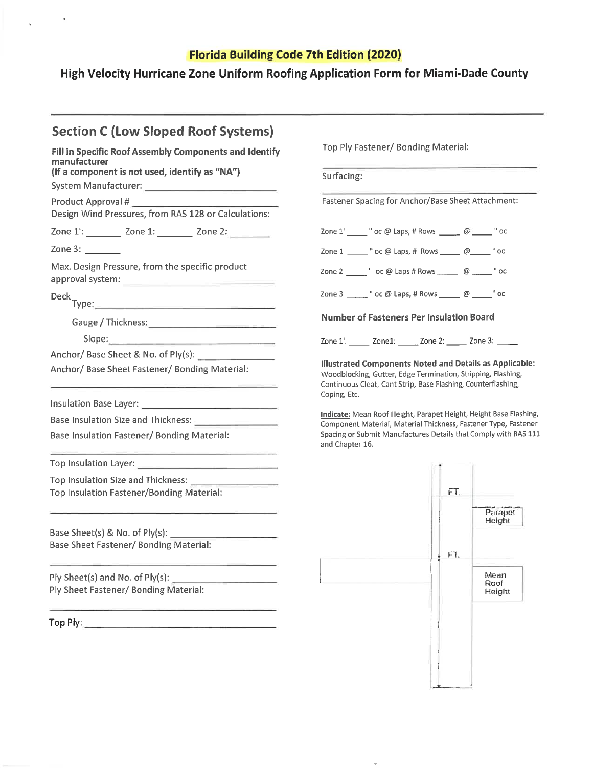## Florida Building Code 7th Edition (2020)

## High Velocity Hurricane Zone Uniform Roofing Application Form for Miami-Dade County

---

## Section C (Low Sloped Roof Systems)

**Fill in Specific Roof Assembly Components and Identify manufacturer**
**(If a component is not used, identify as "NA")**

System Manufacturer: ____________________

Product Approval # ____________________

Design Wind Pressures, from RAS 128 or Calculations:

Zone 1': ________ Zone 1: ________ Zone 2: ________

Zone 3: ________

Max. Design Pressure, from the specific product approval system: ____________________

Deck Type: ____________________

Gauge / Thickness: ____________________

Slope: ____________________

Anchor/ Base Sheet & No. of Ply(s): ____________________

Anchor/ Base Sheet Fastener/ Bonding Material:

____________________

Insulation Base Layer: ____________________

Base Insulation Size and Thickness: ____________________

Base Insulation Fastener/ Bonding Material:

____________________

Top Insulation Layer: ____________________

Top Insulation Size and Thickness: ____________________

Top Insulation Fastener/Bonding Material:

____________________

Base Sheet(s) & No. of Ply(s): ____________________

Base Sheet Fastener/ Bonding Material:

____________________

Ply Sheet(s) and No. of Ply(s): ____________________

Ply Sheet Fastener/ Bonding Material:

____________________

Top Ply: ____________________

Top Ply Fastener/ Bonding Material:

____________________

Surfacing:

____________________

Fastener Spacing for Anchor/Base Sheet Attachment:

Zone 1' _____ " oc @ Laps, # Rows _____ @ _____ " oc

Zone 1 _____ " oc @ Laps, # Rows _____ @ _____ " oc

Zone 2 _____ " oc @ Laps # Rows _____ @ _____ " oc

Zone 3 _____ " oc @ Laps, # Rows _____ @ _____ " oc

**Number of Fasteners Per Insulation Board**

Zone 1': _____ Zone1: _____ Zone 2: _____ Zone 3: _____

**Illustrated Components Noted and Details as Applicable:** Woodblocking, Gutter, Edge Termination, Stripping, Flashing, Continuous Cleat, Cant Strip, Base Flashing, Counterflashing, Coping, Etc.

**Indicate:** Mean Roof Height, Parapet Height, Height Base Flashing, Component Material, Material Thickness, Fastener Type, Fastener Spacing or Submit Manufactures Details that Comply with RAS 111 and Chapter 16.

FT. Parapet Height

FT. Mean Roof Height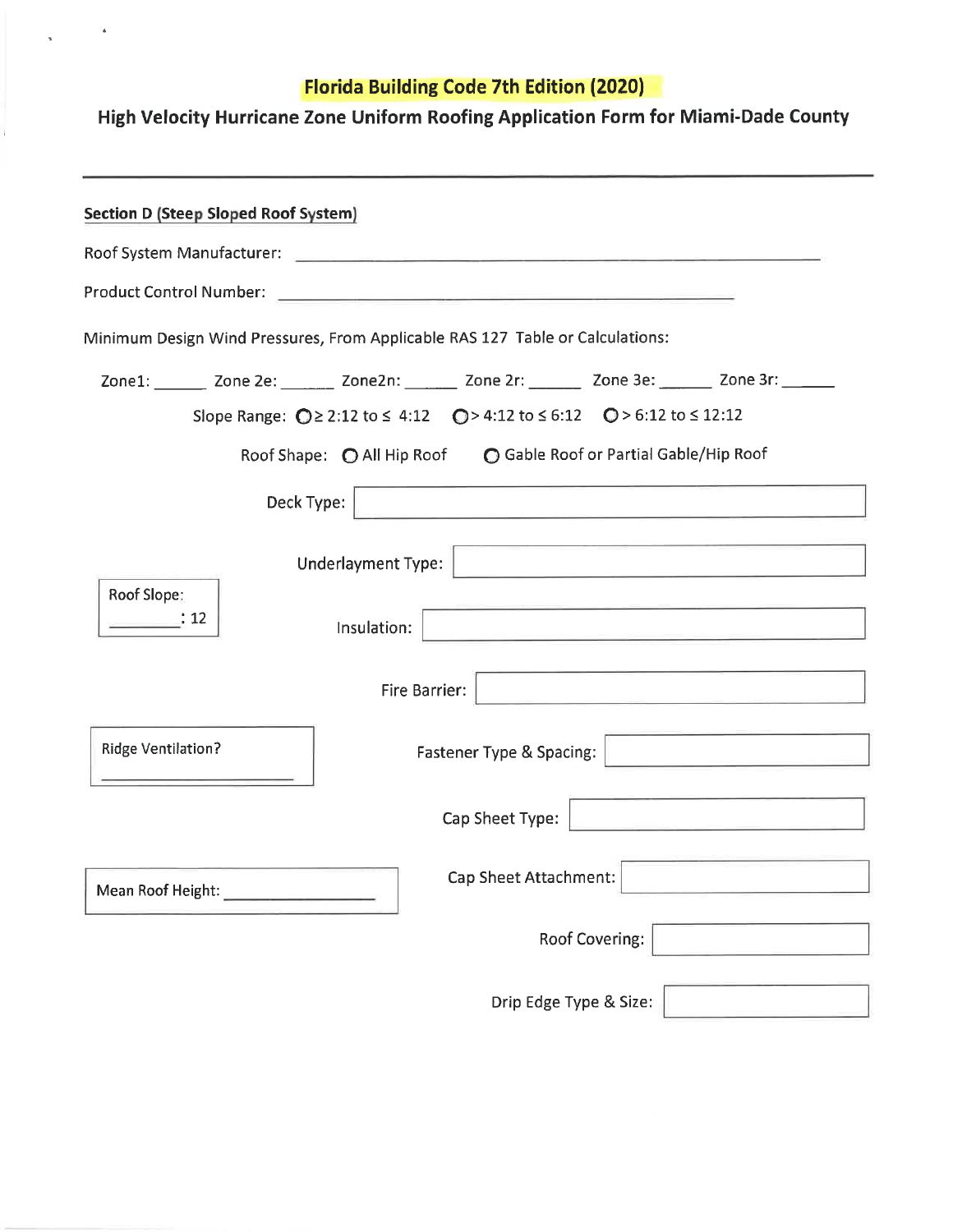# Florida Building Code 7th Edition (2020)

## High Velocity Hurricane Zone Uniform Roofing Application Form for Miami-Dade County

---

**Section D (Steep Sloped Roof System)**

Roof System Manufacturer: ______________________________

Product Control Number: ______________________________

Minimum Design Wind Pressures, From Applicable RAS 127 Table or Calculations:

Zone1: ______ Zone 2e: ______ Zone2n: ______ Zone 2r: ______ Zone 3e: ______ Zone 3r: ______

Slope Range: ○ ≥ 2:12 to ≤ 4:12 ○ > 4:12 to ≤ 6:12 ○ > 6:12 to ≤ 12:12

Roof Shape: ○ All Hip Roof ○ Gable Roof or Partial Gable/Hip Roof

Deck Type: ______________________________

Underlayment Type: ______________________________

Roof Slope: ________ : 12

Insulation: ______________________________

Fire Barrier: ______________________________

Ridge Ventilation? ______________________________

Fastener Type & Spacing: ______________________________

Cap Sheet Type: ______________________________

Mean Roof Height: ______________________________

Cap Sheet Attachment: ______________________________

Roof Covering: ______________________________

Drip Edge Type & Size: ______________________________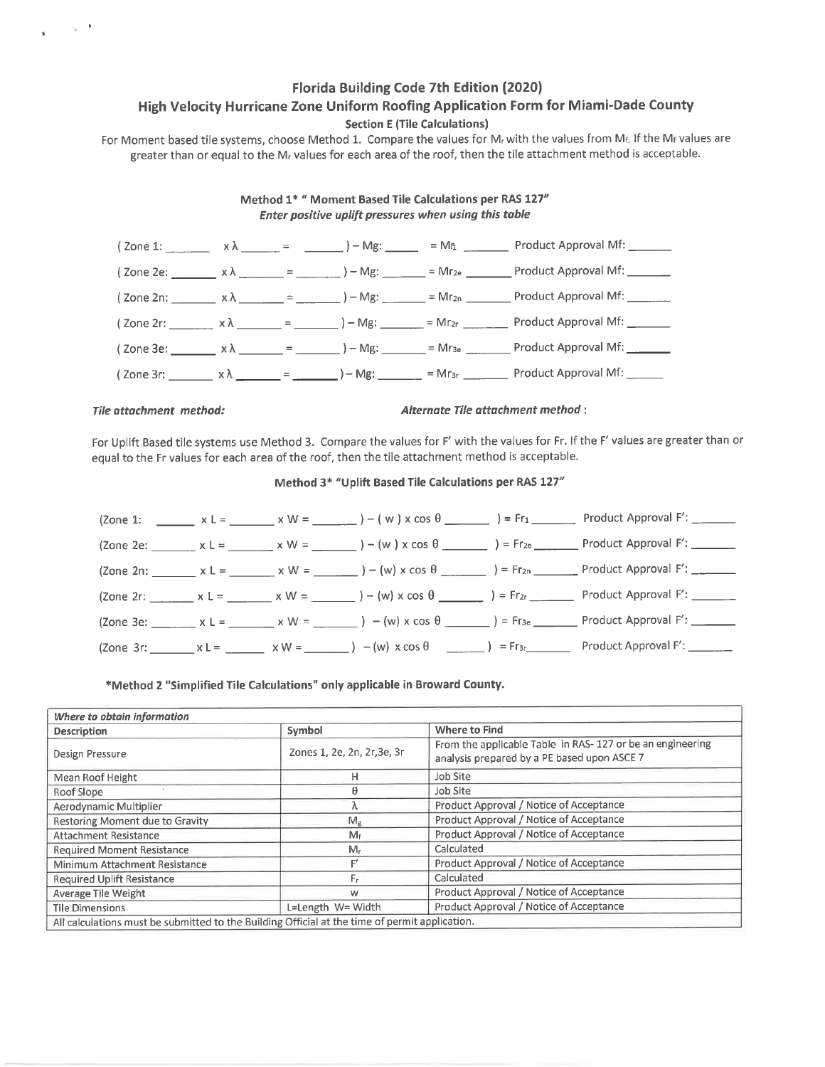## Florida Building Code 7th Edition (2020)

## High Velocity Hurricane Zone Uniform Roofing Application Form for Miami-Dade County

### Section E (Tile Calculations)

For Moment based tile systems, choose Method 1. Compare the values for $M_r$ with the values from $M_f$. If the $M_f$ values are greater than or equal to the $M_r$ values for each area of the roof, then the tile attachment method is acceptable.

**Method 1* " Moment Based Tile Calculations per RAS 127"**

***Enter positive uplift pressures when using this table***

( Zone 1: _______ x $\lambda$ _______ = _______ ) – Mg: _______ = $M_{r1}$ _______ Product Approval Mf: _______

( Zone 2e: _______ x $\lambda$ _______ = _______ ) – Mg: _______ = $M_{r2e}$ _______ Product Approval Mf: _______

( Zone 2n: _______ x $\lambda$ _______ = _______ ) – Mg: _______ = $M_{r2n}$ _______ Product Approval Mf: _______

( Zone 2r: _______ x $\lambda$ _______ = _______ ) – Mg: _______ = $M_{r2r}$ _______ Product Approval Mf: _______

( Zone 3e: _______ x $\lambda$ _______ = _______ ) – Mg: _______ = $M_{r3e}$ _______ Product Approval Mf: _______

( Zone 3r: _______ x $\lambda$ _______ = _______ ) – Mg: _______ = $M_{r3r}$ _______ Product Approval Mf: _______

***Tile attachment method:*** ***Alternate Tile attachment method*** :

For Uplift Based tile systems use Method 3. Compare the values for F' with the values for Fr. If the F' values are greater than or equal to the Fr values for each area of the roof, then the tile attachment method is acceptable.

**Method 3* "Uplift Based Tile Calculations per RAS 127"**

(Zone 1: _______ x L = _______ x W = _______ ) – ( w ) x cos $\theta$ _______ ) = $Fr_1$ _______ Product Approval F': _______

(Zone 2e: _______ x L = _______ x W = _______ ) – (w ) x cos $\theta$ _______ ) = $Fr_{2e}$ _______ Product Approval F': _______

(Zone 2n: _______ x L = _______ x W = _______ ) – (w) x cos $\theta$ _______ ) = $Fr_{2n}$ _______ Product Approval F': _______

(Zone 2r: _______ x L = _______ x W = _______ ) – (w) x cos $\theta$ _______ ) = $Fr_{2r}$ _______ Product Approval F': _______

(Zone 3e: _______ x L = _______ x W = _______ ) – (w) x cos $\theta$ _______ ) = $Fr_{3e}$ _______ Product Approval F': _______

(Zone 3r: _______ x L = _______ x W = _______ ) – (w) x cos $\theta$ _______ ) = $Fr_{3r}$ _______ Product Approval F': _______

**\*Method 2 "Simplified Tile Calculations" only applicable in Broward County.**

| *Where to obtain information* | | |
|---|---|---|
| **Description** | **Symbol** | **Where to Find** |
| Design Pressure | Zones 1, 2e, 2n, 2r,3e, 3r | From the applicable Table in RAS- 127 or be an engineering analysis prepared by a PE based upon ASCE 7 |
| Mean Roof Height | H | Job Site |
| Roof Slope | $\theta$ | Job Site |
| Aerodynamic Multiplier | $\lambda$ | Product Approval / Notice of Acceptance |
| Restoring Moment due to Gravity | $M_g$ | Product Approval / Notice of Acceptance |
| Attachment Resistance | $M_f$ | Product Approval / Notice of Acceptance |
| Required Moment Resistance | $M_r$ | Calculated |
| Minimum Attachment Resistance | F' | Product Approval / Notice of Acceptance |
| Required Uplift Resistance | $F_r$ | Calculated |
| Average Tile Weight | w | Product Approval / Notice of Acceptance |
| Tile Dimensions | L=Length W= Width | Product Approval / Notice of Acceptance |
| All calculations must be submitted to the Building Official at the time of permit application. | | |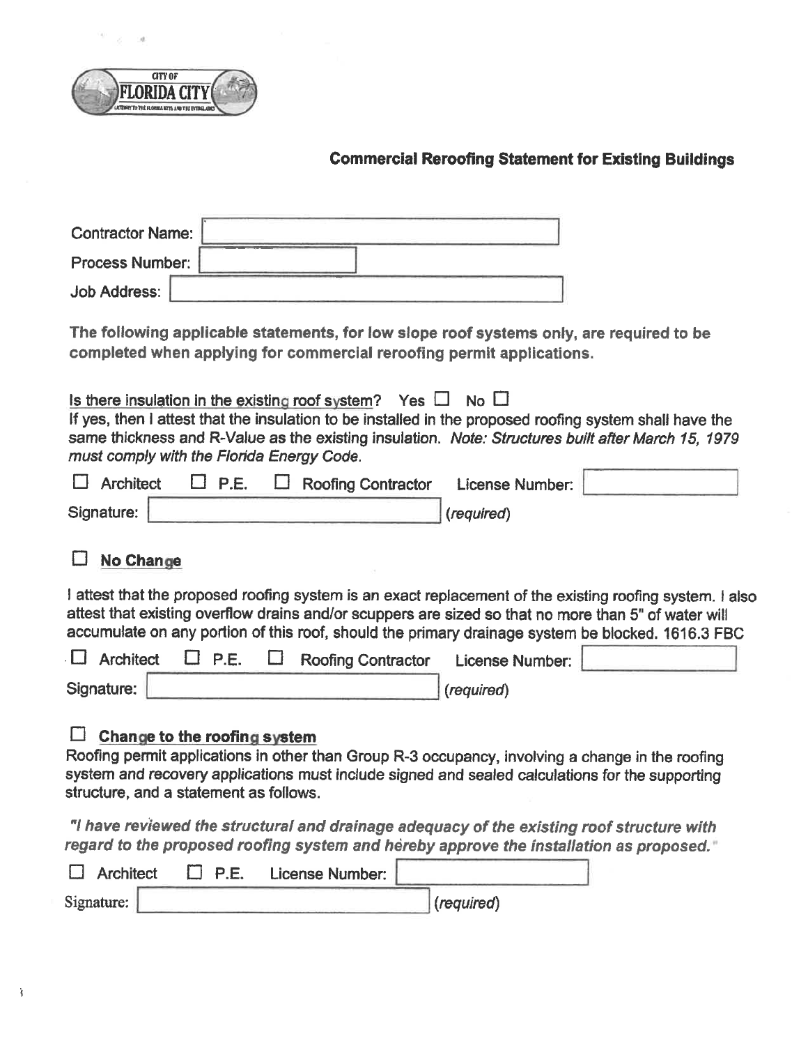CITY OF FLORIDA CITY

## Commercial Reroofing Statement for Existing Buildings

Contractor Name: \_\_\_\_\_\_\_\_\_\_\_\_\_\_\_\_

Process Number: \_\_\_\_\_\_\_\_\_\_\_\_\_\_\_\_

Job Address: \_\_\_\_\_\_\_\_\_\_\_\_\_\_\_\_

**The following applicable statements, for low slope roof systems only, are required to be completed when applying for commercial reroofing permit applications.**

Is there insulation in the existing roof system? Yes ☐ No ☐

If yes, then I attest that the insulation to be installed in the proposed roofing system shall have the same thickness and R-Value as the existing insulation. *Note: Structures built after March 15, 1979 must comply with the Florida Energy Code.*

☐ Architect ☐ P.E. ☐ Roofing Contractor License Number: \_\_\_\_\_\_\_\_\_\_\_\_\_\_\_\_

Signature: \_\_\_\_\_\_\_\_\_\_\_\_\_\_\_\_ (*required*)

### ☐ No Change

I attest that the proposed roofing system is an exact replacement of the existing roofing system. I also attest that existing overflow drains and/or scuppers are sized so that no more than 5" of water will accumulate on any portion of this roof, should the primary drainage system be blocked. 1616.3 FBC

☐ Architect ☐ P.E. ☐ Roofing Contractor License Number: \_\_\_\_\_\_\_\_\_\_\_\_\_\_\_\_

Signature: \_\_\_\_\_\_\_\_\_\_\_\_\_\_\_\_ (*required*)

### ☐ Change to the roofing system

Roofing permit applications in other than Group R-3 occupancy, involving a change in the roofing system and recovery applications must include signed and sealed calculations for the supporting structure, and a statement as follows.

***"I have reviewed the structural and drainage adequacy of the existing roof structure with regard to the proposed roofing system and hereby approve the installation as proposed."***

☐ Architect ☐ P.E. License Number: \_\_\_\_\_\_\_\_\_\_\_\_\_\_\_\_

Signature: \_\_\_\_\_\_\_\_\_\_\_\_\_\_\_\_ (*required*)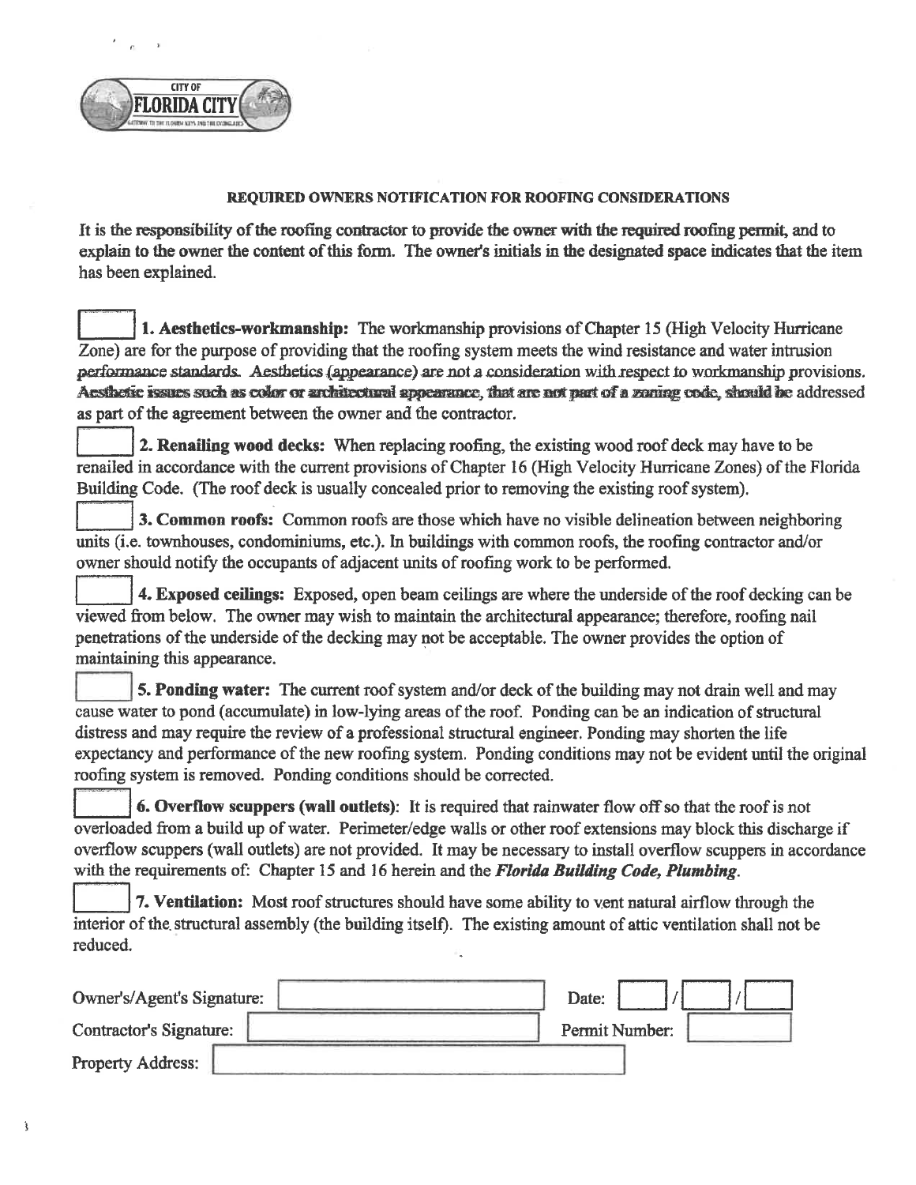CITY OF FLORIDA CITY

GATEWAY TO THE FLORIDA KEYS AND THE EVERGLADES

## REQUIRED OWNERS NOTIFICATION FOR ROOFING CONSIDERATIONS

It is the responsibility of the roofing contractor to provide the owner with the required roofing permit, and to explain to the owner the content of this form. The owner's initials in the designated space indicates that the item has been explained.

[ ] **1. Aesthetics-workmanship:** The workmanship provisions of Chapter 15 (High Velocity Hurricane Zone) are for the purpose of providing that the roofing system meets the wind resistance and water intrusion performance standards. Aesthetics (appearance) are not a consideration with respect to workmanship provisions. Aesthetic issues such as color or architectural appearance, that are not part of a zoning code, should be addressed as part of the agreement between the owner and the contractor.

[ ] **2. Renailing wood decks:** When replacing roofing, the existing wood roof deck may have to be renailed in accordance with the current provisions of Chapter 16 (High Velocity Hurricane Zones) of the Florida Building Code. (The roof deck is usually concealed prior to removing the existing roof system).

[ ] **3. Common roofs:** Common roofs are those which have no visible delineation between neighboring units (i.e. townhouses, condominiums, etc.). In buildings with common roofs, the roofing contractor and/or owner should notify the occupants of adjacent units of roofing work to be performed.

[ ] **4. Exposed ceilings:** Exposed, open beam ceilings are where the underside of the roof decking can be viewed from below. The owner may wish to maintain the architectural appearance; therefore, roofing nail penetrations of the underside of the decking may not be acceptable. The owner provides the option of maintaining this appearance.

[ ] **5. Ponding water:** The current roof system and/or deck of the building may not drain well and may cause water to pond (accumulate) in low-lying areas of the roof. Ponding can be an indication of structural distress and may require the review of a professional structural engineer. Ponding may shorten the life expectancy and performance of the new roofing system. Ponding conditions may not be evident until the original roofing system is removed. Ponding conditions should be corrected.

[ ] **6. Overflow scuppers (wall outlets)**: It is required that rainwater flow off so that the roof is not overloaded from a build up of water. Perimeter/edge walls or other roof extensions may block this discharge if overflow scuppers (wall outlets) are not provided. It may be necessary to install overflow scuppers in accordance with the requirements of: Chapter 15 and 16 herein and the ***Florida Building Code, Plumbing***.

[ ] **7. Ventilation:** Most roof structures should have some ability to vent natural airflow through the interior of the structural assembly (the building itself). The existing amount of attic ventilation shall not be reduced.

Owner's/Agent's Signature: \_\_\_\_\_\_\_\_\_\_\_\_\_\_\_\_ Date: \_\_\_ / \_\_\_ / \_\_\_

Contractor's Signature: \_\_\_\_\_\_\_\_\_\_\_\_\_\_\_\_ Permit Number: \_\_\_\_\_\_\_\_

Property Address: \_\_\_\_\_\_\_\_\_\_\_\_\_\_\_\_